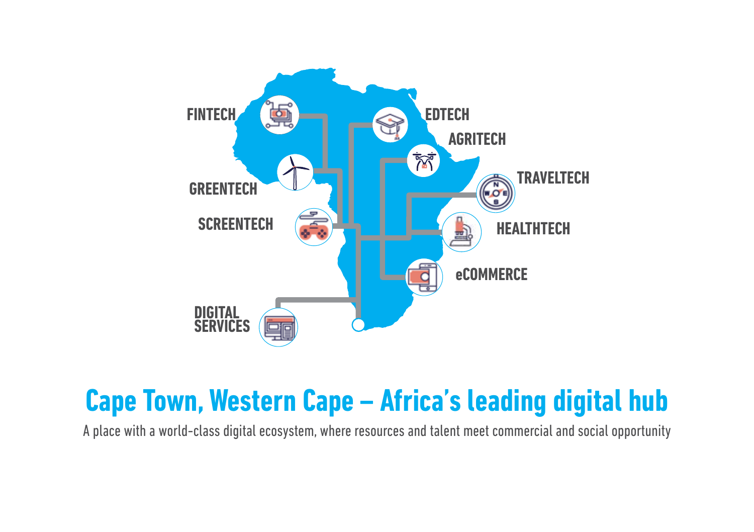FINTECH

EDTECH

AGRITECH

GREENTECH

TRAVELTECH

SCREENTECH

HEALTHTECH

eCOMMERCE

DIGITAL SERVICES

# Cape Town, Western Cape – Africa's leading digital hub

A place with a world-class digital ecosystem, where resources and talent meet commercial and social opportunity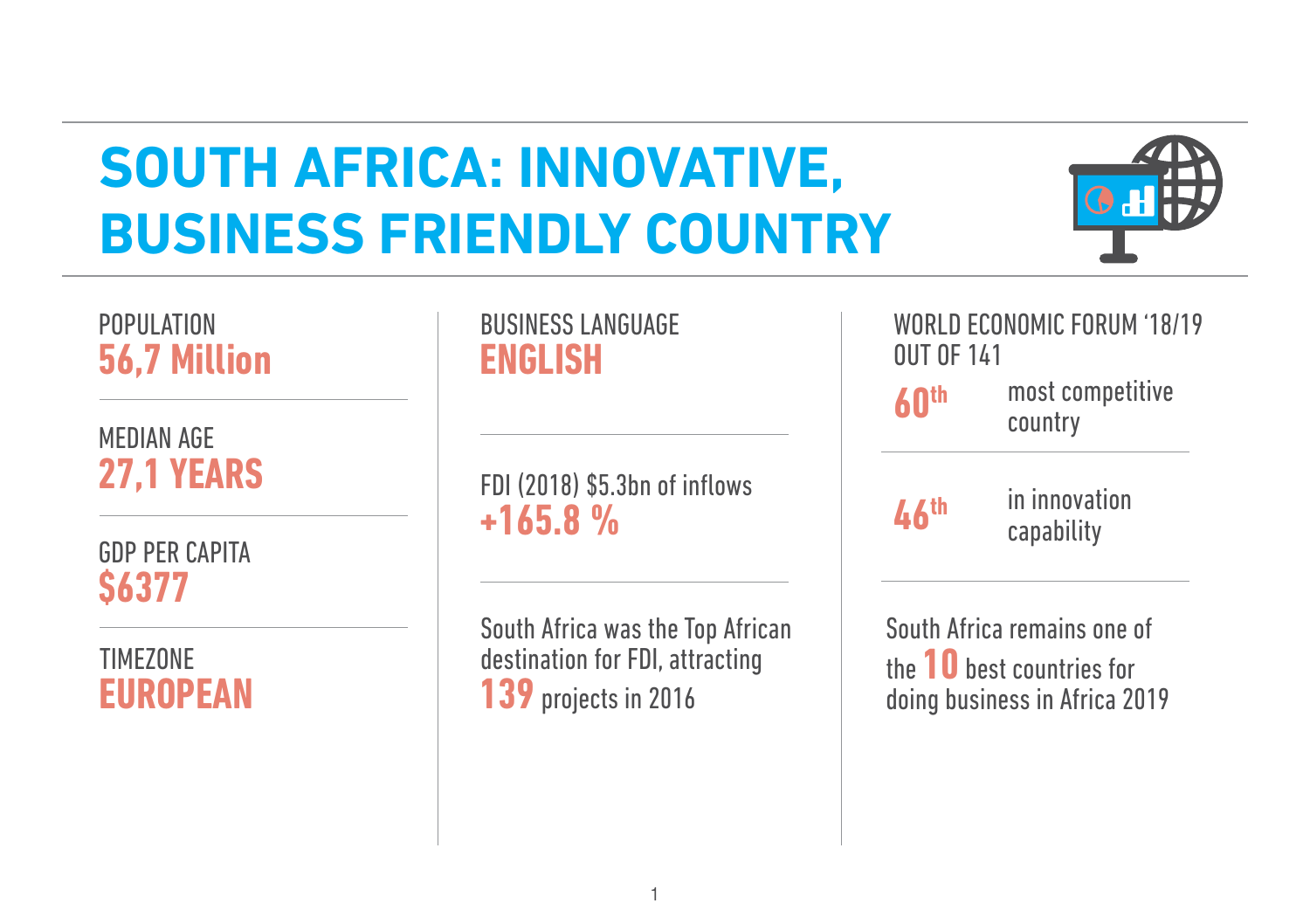# SOUTH AFRICA: INNOVATIVE, BUSINESS FRIENDLY COUNTRY

POPULATION
**56,7 Million**

MEDIAN AGE
**27,1 YEARS**

GDP PER CAPITA
**$6377**

TIMEZONE
**EUROPEAN**

BUSINESS LANGUAGE
**ENGLISH**

FDI (2018) $5.3bn of inflows
**+165.8 %**

South Africa was the Top African destination for FDI, attracting **139** projects in 2016

WORLD ECONOMIC FORUM '18/19 OUT OF 141

**60th** most competitive country

**46th** in innovation capability

South Africa remains one of the **10** best countries for doing business in Africa 2019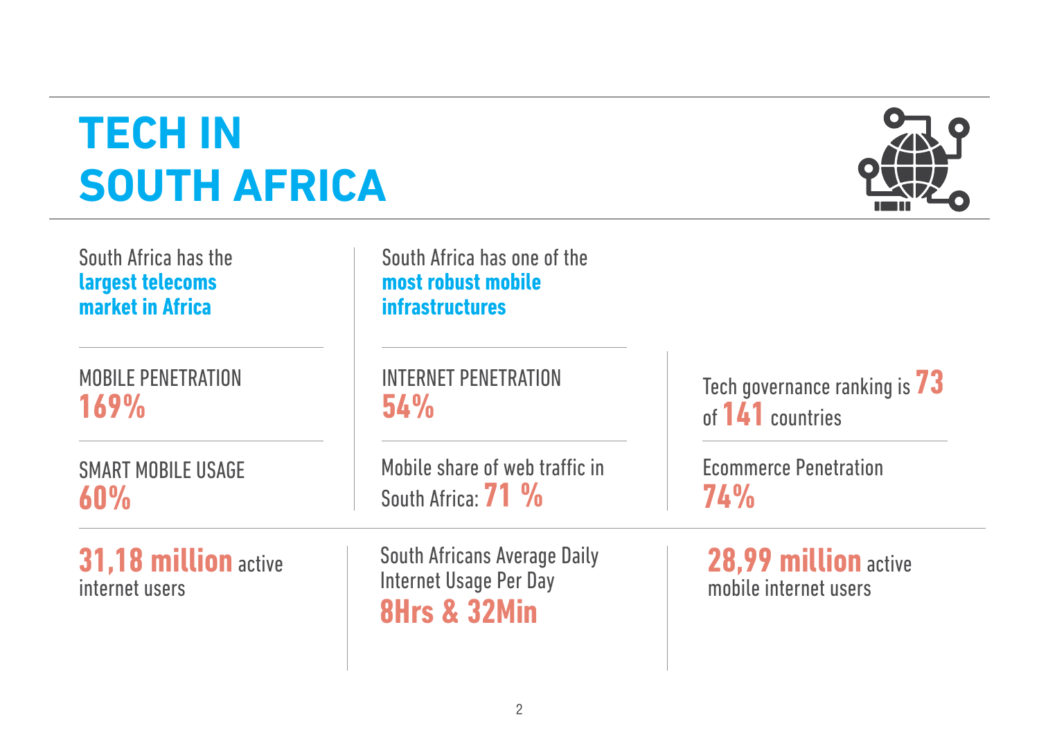# TECH IN SOUTH AFRICA

South Africa has the **largest telecoms market in Africa**

South Africa has one of the **most robust mobile infrastructures**

MOBILE PENETRATION
**169%**

SMART MOBILE USAGE
**60%**

INTERNET PENETRATION
**54%**

Mobile share of web traffic in South Africa: **71 %**

Tech governance ranking is **73** of **141** countries

Ecommerce Penetration
**74%**

**31,18 million** active internet users

South Africans Average Daily Internet Usage Per Day
**8Hrs & 32Min**

**28,99 million** active mobile internet users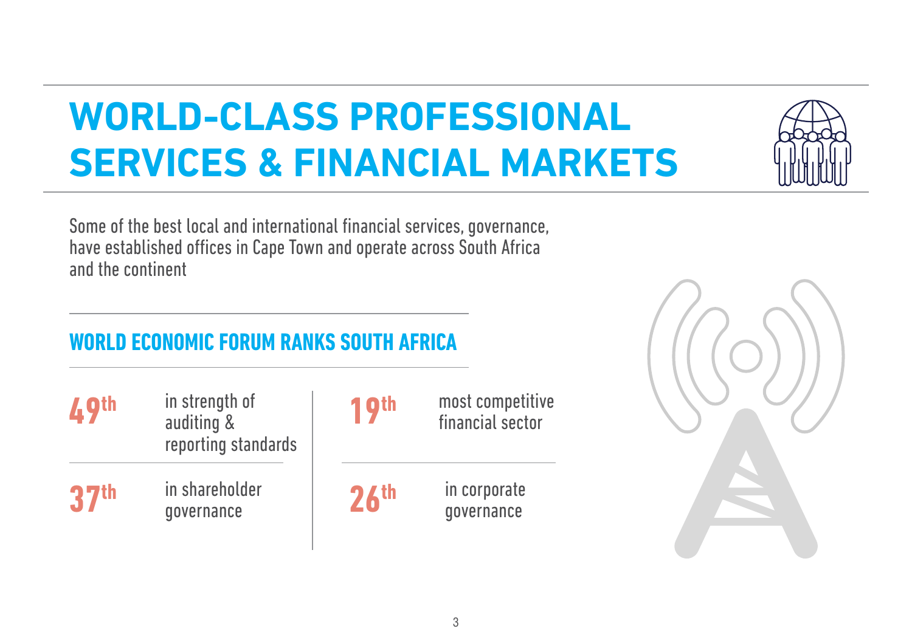# WORLD-CLASS PROFESSIONAL SERVICES & FINANCIAL MARKETS

Some of the best local and international financial services, governance, have established offices in Cape Town and operate across South Africa and the continent

## WORLD ECONOMIC FORUM RANKS SOUTH AFRICA

**49th** in strength of auditing & reporting standards

**37th** in shareholder governance

**19th** most competitive financial sector

**26th** in corporate governance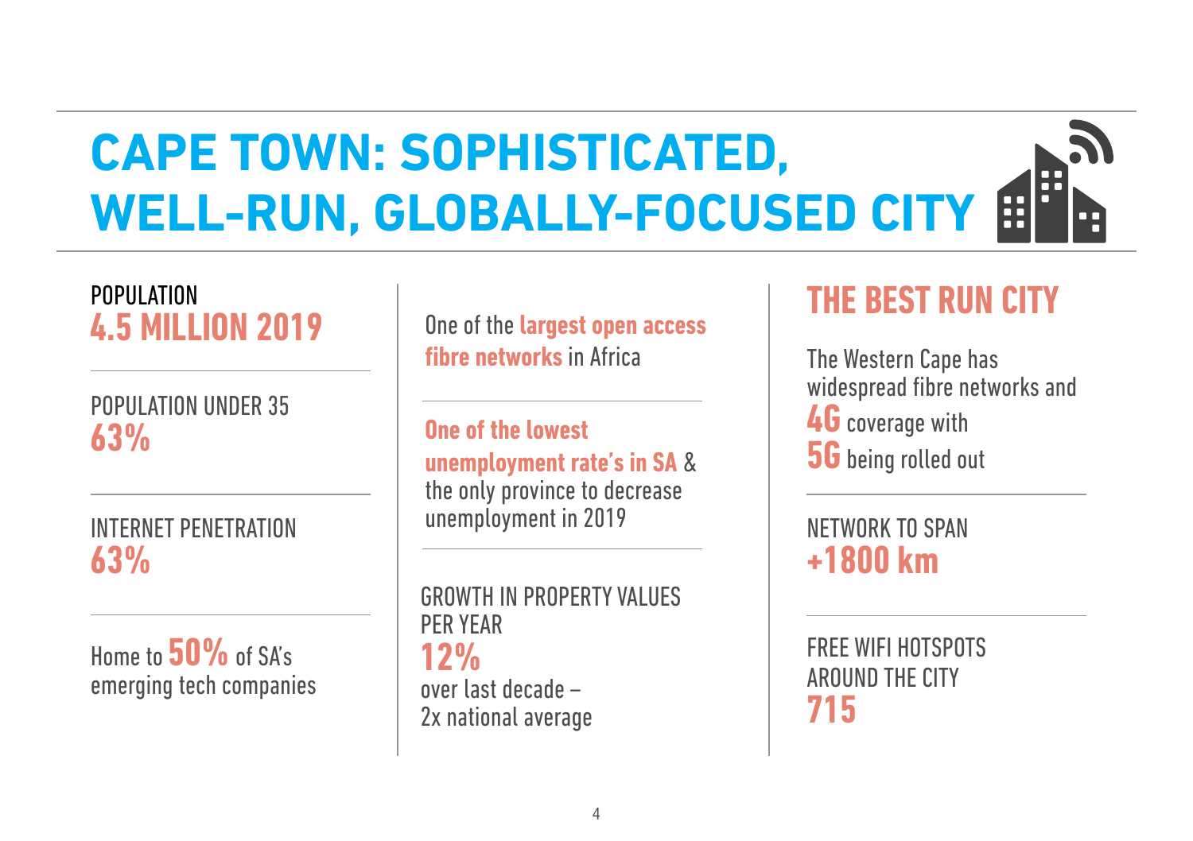# CAPE TOWN: SOPHISTICATED, WELL-RUN, GLOBALLY-FOCUSED CITY

POPULATION
**4.5 MILLION 2019**

POPULATION UNDER 35
**63%**

INTERNET PENETRATION
**63%**

Home to **50%** of SA's emerging tech companies

One of the **largest open access fibre networks** in Africa

**One of the lowest unemployment rate's in SA** & the only province to decrease unemployment in 2019

GROWTH IN PROPERTY VALUES PER YEAR
**12%**
over last decade – 2x national average

## THE BEST RUN CITY

The Western Cape has widespread fibre networks and **4G** coverage with **5G** being rolled out

NETWORK TO SPAN
**+1800 km**

FREE WIFI HOTSPOTS AROUND THE CITY
**715**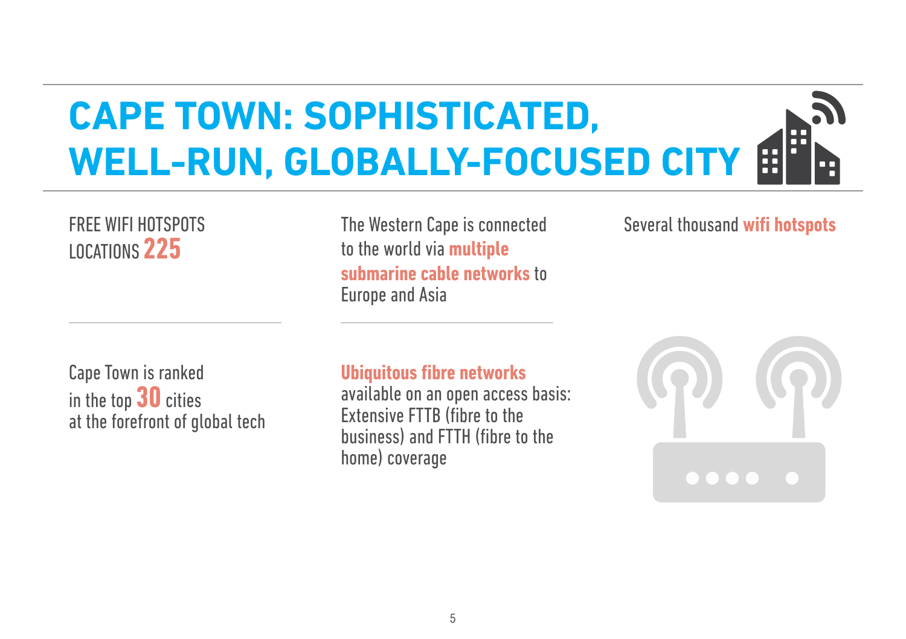# CAPE TOWN: SOPHISTICATED, WELL-RUN, GLOBALLY-FOCUSED CITY

FREE WIFI HOTSPOTS LOCATIONS **225**

The Western Cape is connected to the world via **multiple submarine cable networks** to Europe and Asia

Several thousand **wifi hotspots**

Cape Town is ranked in the top **30** cities at the forefront of global tech

**Ubiquitous fibre networks** available on an open access basis: Extensive FTTB (fibre to the business) and FTTH (fibre to the home) coverage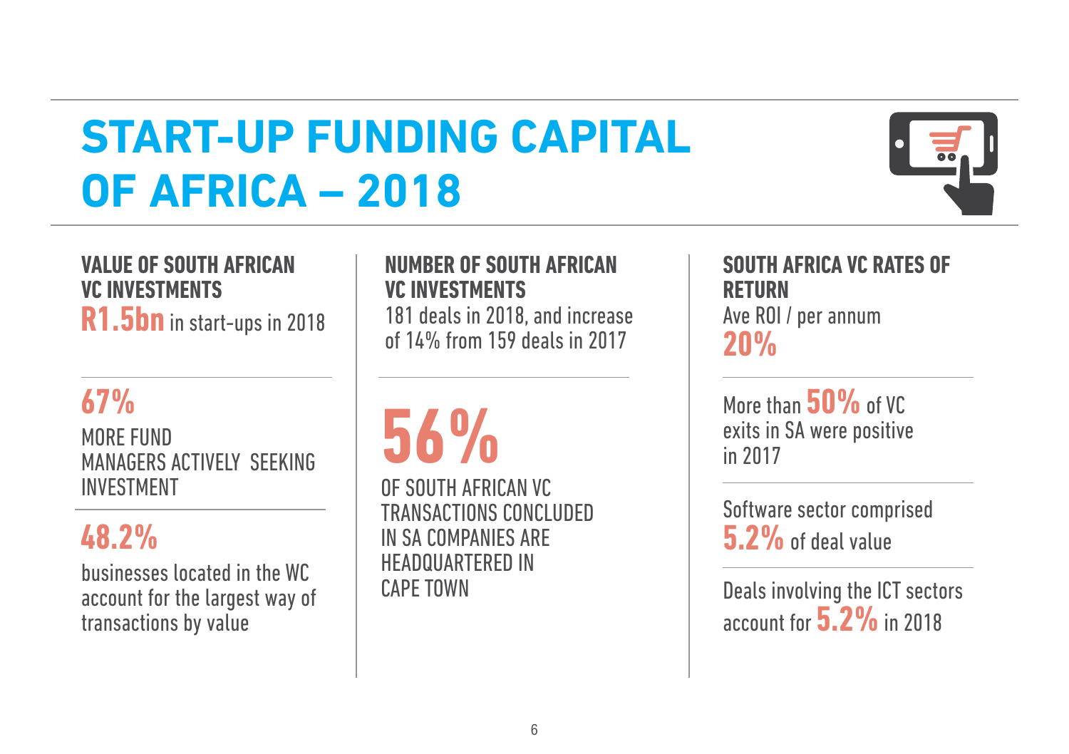# START-UP FUNDING CAPITAL OF AFRICA – 2018

**VALUE OF SOUTH AFRICAN VC INVESTMENTS**

**R1.5bn** in start-ups in 2018

**67%**

MORE FUND MANAGERS ACTIVELY SEEKING INVESTMENT

**48.2%**

businesses located in the WC account for the largest way of transactions by value

**NUMBER OF SOUTH AFRICAN VC INVESTMENTS**

181 deals in 2018, and increase of 14% from 159 deals in 2017

**56%**

OF SOUTH AFRICAN VC TRANSACTIONS CONCLUDED IN SA COMPANIES ARE HEADQUARTERED IN CAPE TOWN

**SOUTH AFRICA VC RATES OF RETURN**

Ave ROI / per annum

**20%**

More than **50%** of VC exits in SA were positive in 2017

Software sector comprised **5.2%** of deal value

Deals involving the ICT sectors account for **5.2%** in 2018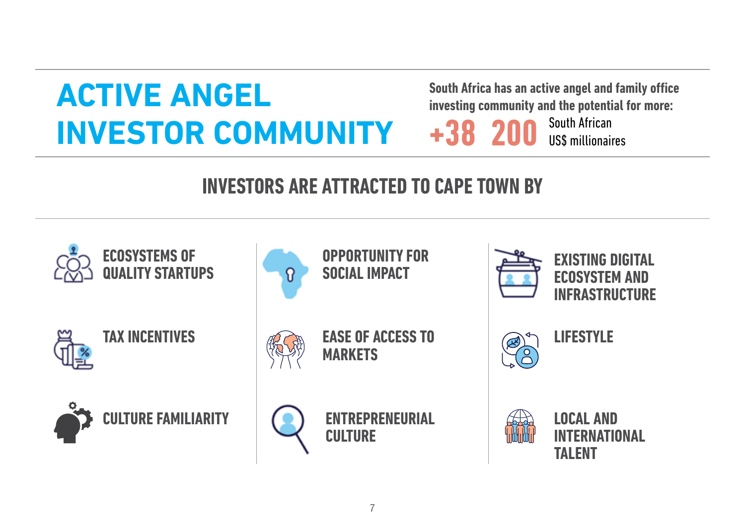# ACTIVE ANGEL INVESTOR COMMUNITY

**South Africa has an active angel and family office investing community and the potential for more:**

**+38 200** South African US$ millionaires

## INVESTORS ARE ATTRACTED TO CAPE TOWN BY

- ECOSYSTEMS OF QUALITY STARTUPS
- TAX INCENTIVES
- CULTURE FAMILIARITY
- OPPORTUNITY FOR SOCIAL IMPACT
- EASE OF ACCESS TO MARKETS
- ENTREPRENEURIAL CULTURE
- EXISTING DIGITAL ECOSYSTEM AND INFRASTRUCTURE
- LIFESTYLE
- LOCAL AND INTERNATIONAL TALENT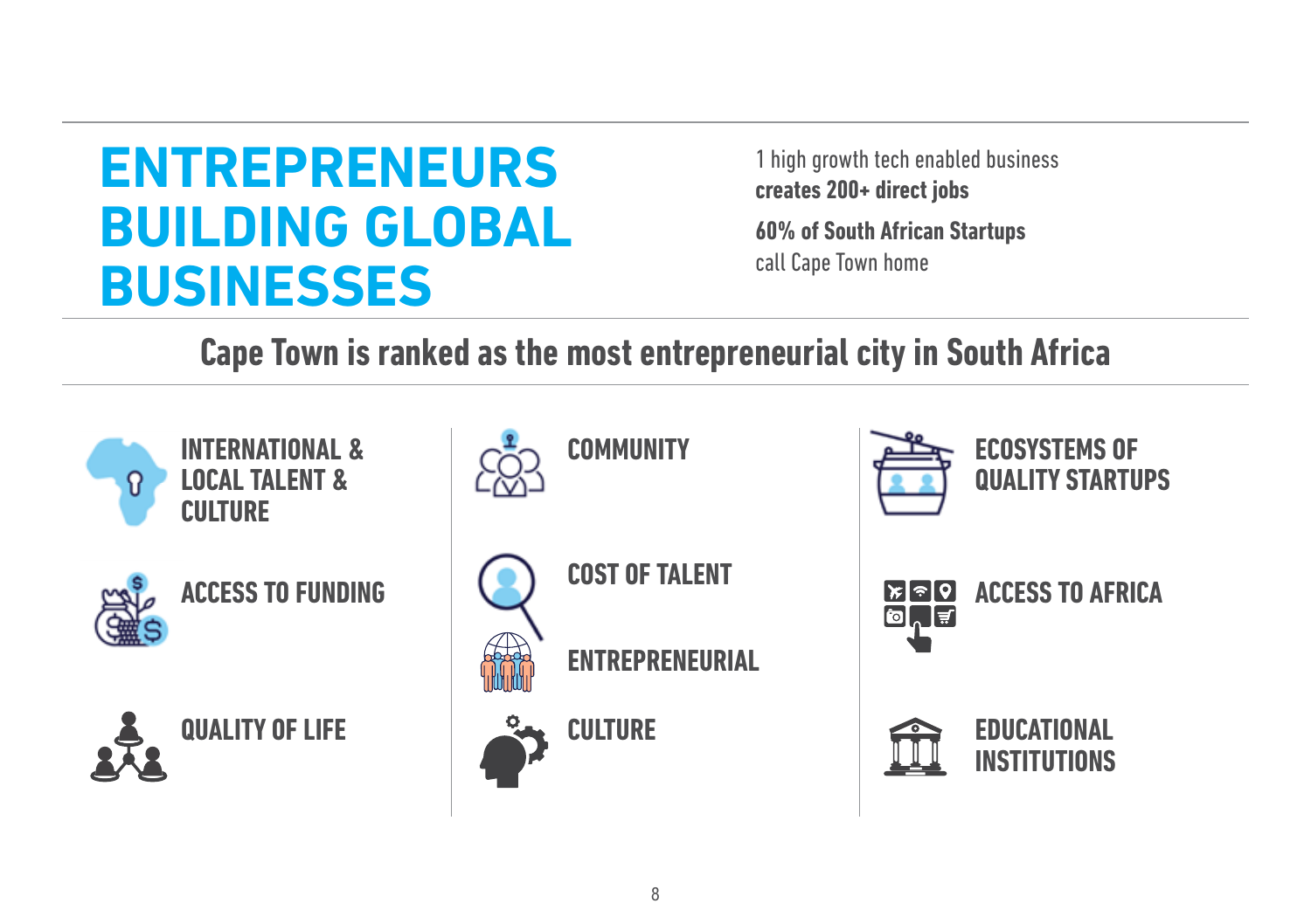# ENTREPRENEURS BUILDING GLOBAL BUSINESSES

1 high growth tech enabled business **creates 200+ direct jobs**

**60% of South African Startups** call Cape Town home

## Cape Town is ranked as the most entrepreneurial city in South Africa

- INTERNATIONAL & LOCAL TALENT & CULTURE
- ACCESS TO FUNDING
- QUALITY OF LIFE
- COMMUNITY
- COST OF TALENT
- ENTREPRENEURIAL CULTURE
- ECOSYSTEMS OF QUALITY STARTUPS
- ACCESS TO AFRICA
- EDUCATIONAL INSTITUTIONS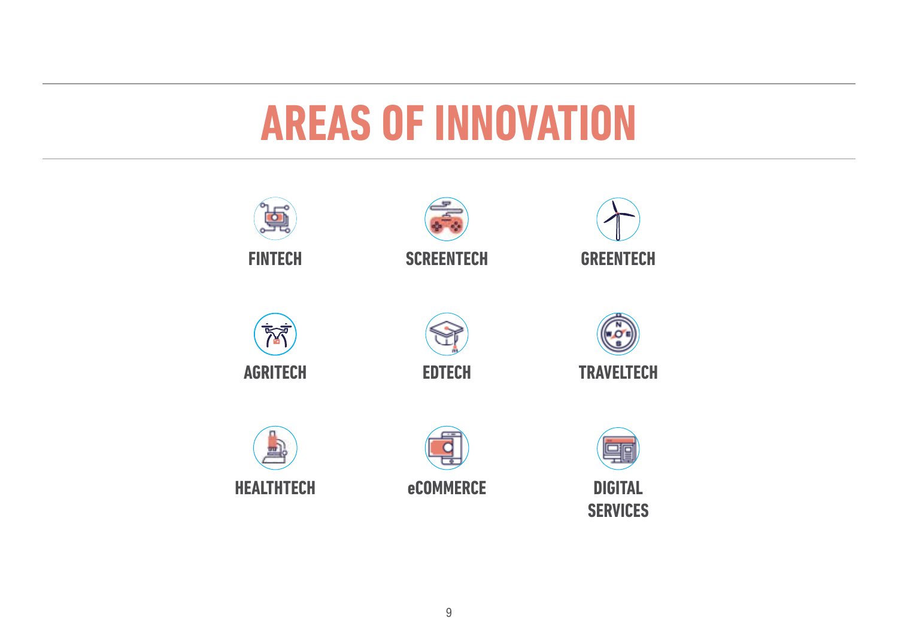# AREAS OF INNOVATION

- FINTECH
- SCREENTECH
- GREENTECH
- AGRITECH
- EDTECH
- TRAVELTECH
- HEALTHTECH
- eCOMMERCE
- DIGITAL SERVICES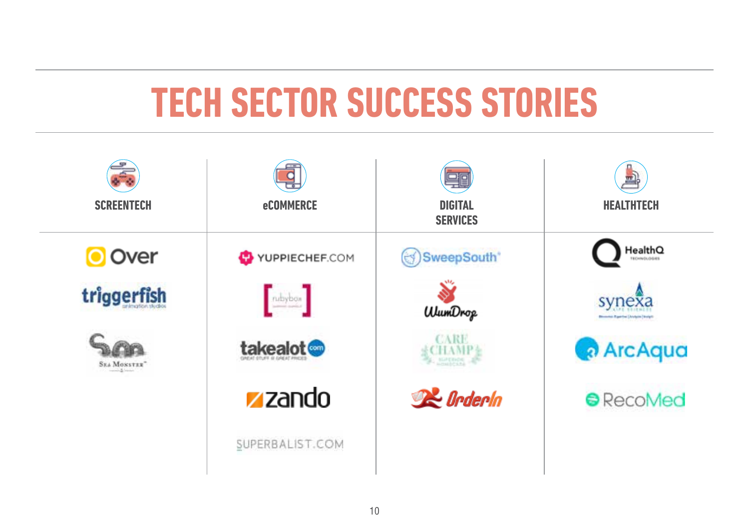# TECH SECTOR SUCCESS STORIES

| SCREENTECH | eCOMMERCE | DIGITAL SERVICES | HEALTHTECH |
|---|---|---|---|
| Over | YUPPIECHEF.COM | SweepSouth | HealthQ Technologies |
| triggerfish animation studios | rubybox | WumDrop | synexa life sciences |
| Sea Monster | takealot.com | Care Champ | ArcAqua |
| | zando | OrderIn | RecoMed |
| | SUPERBALIST.COM | | |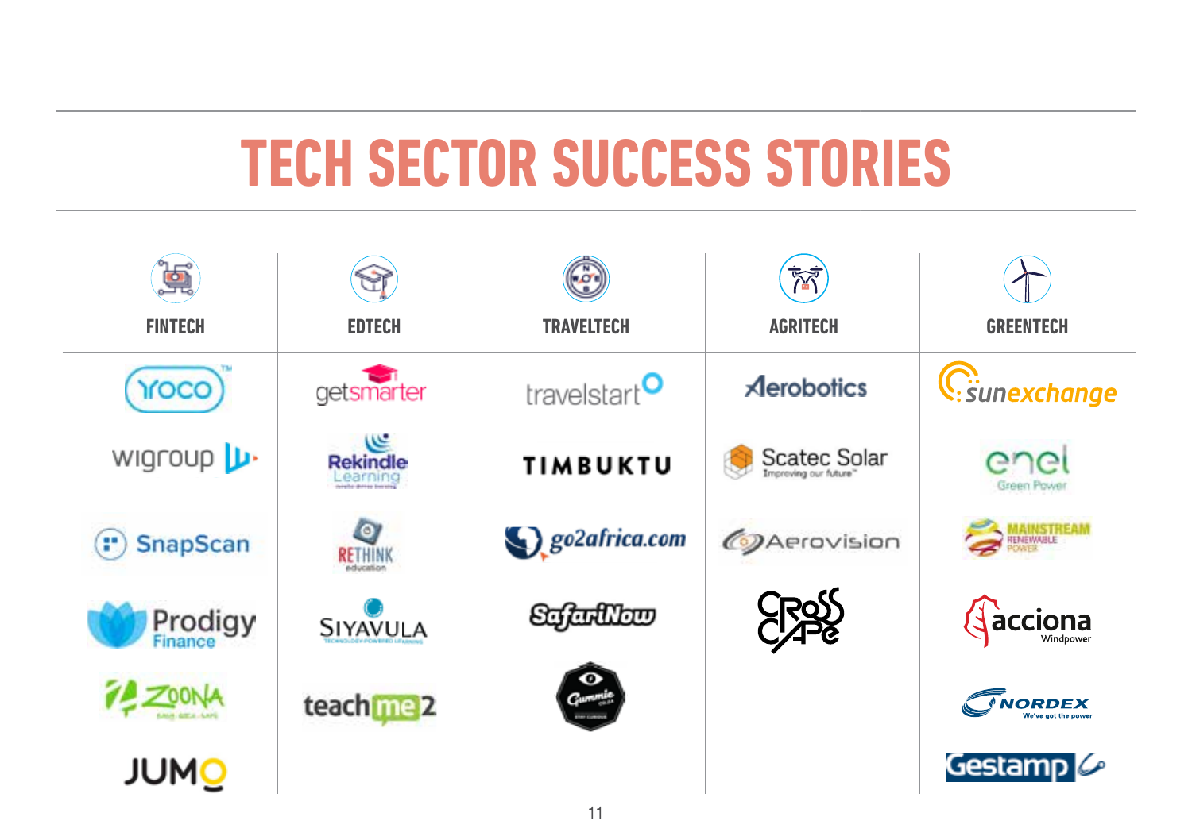# TECH SECTOR SUCCESS STORIES

| FINTECH | EDTECH | TRAVELTECH | AGRITECH | GREENTECH |
|---|---|---|---|---|
| Yoco | GetSmarter | Travelstart | Aerobotics | Sun Exchange |
| Wigroup | Rekindle Learning | Timbuktu | Scatec Solar | Enel Green Power |
| SnapScan | Rethink Education | go2africa.com | Aerovision | Mainstream Renewable Power |
| Prodigy Finance | Siyavula | SafariNow | Cross Cape | Acciona Windpower |
| Zoona | teachme2 | Gummie | | Nordex |
| Jumo | | | | Gestamp |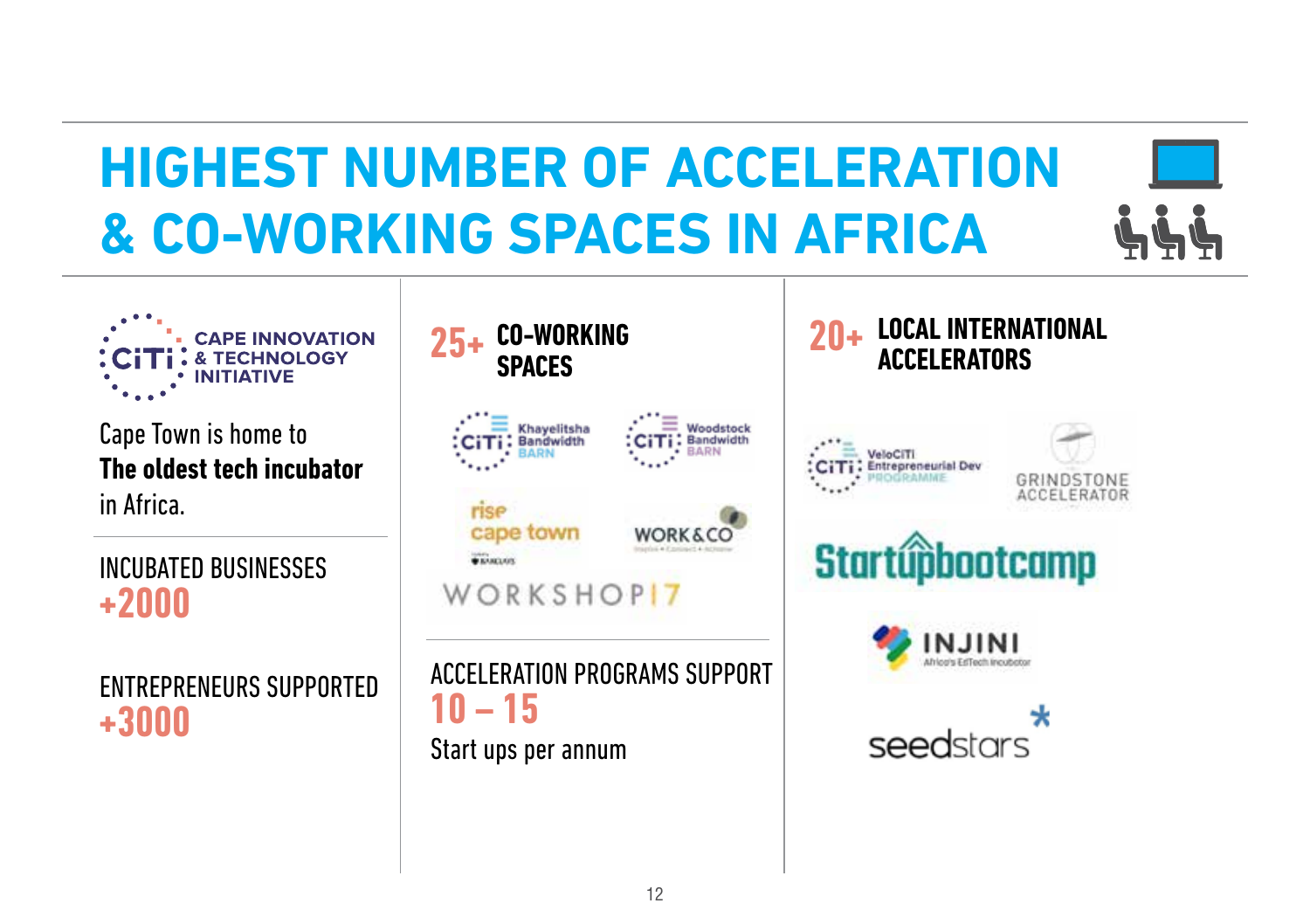# HIGHEST NUMBER OF ACCELERATION & CO-WORKING SPACES IN AFRICA

CAPE INNOVATION & TECHNOLOGY INITIATIVE

Cape Town is home to **The oldest tech incubator** in Africa.

INCUBATED BUSINESSES
**+2000**

ENTREPRENEURS SUPPORTED
**+3000**

## 25+ CO-WORKING SPACES

Khayelitsha Bandwidth BARN

Woodstock Bandwidth BARN

rise cape town

WORK & CO

WORKSHOP17

ACCELERATION PROGRAMS SUPPORT
**10 – 15**
Start ups per annum

## 20+ LOCAL INTERNATIONAL ACCELERATORS

VeloCiTi Entrepreneurial Dev PROGRAMME

GRINDSTONE ACCELERATOR

Startupbootcamp

INJINI Africa's EdTech Incubator

seedstars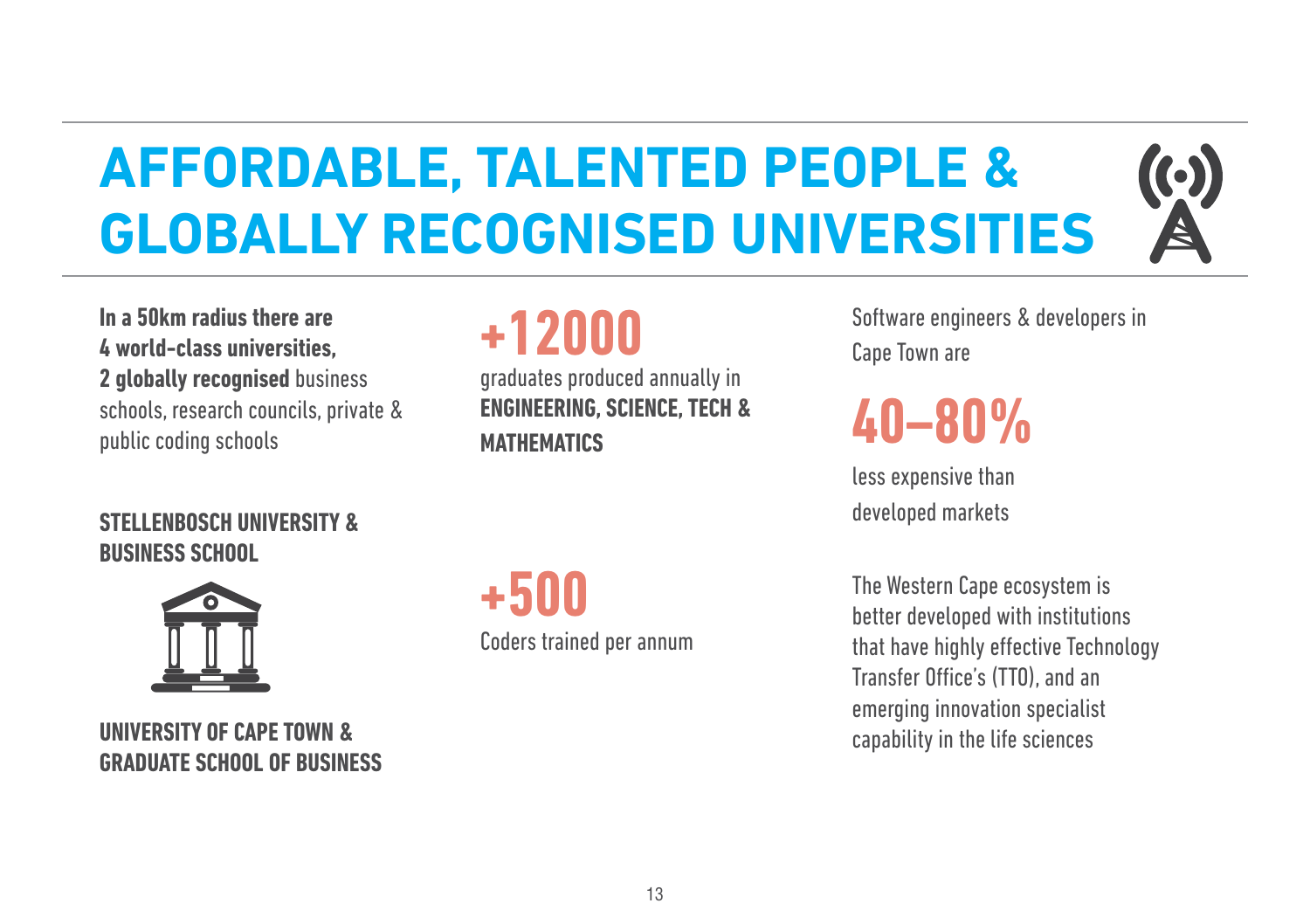# AFFORDABLE, TALENTED PEOPLE & GLOBALLY RECOGNISED UNIVERSITIES

**In a 50km radius there are 4 world-class universities, 2 globally recognised** business schools, research councils, private & public coding schools

**STELLENBOSCH UNIVERSITY & BUSINESS SCHOOL**

**UNIVERSITY OF CAPE TOWN & GRADUATE SCHOOL OF BUSINESS**

**+12000**

graduates produced annually in **ENGINEERING, SCIENCE, TECH & MATHEMATICS**

**+500**

Coders trained per annum

Software engineers & developers in Cape Town are

**40–80%**

less expensive than developed markets

The Western Cape ecosystem is better developed with institutions that have highly effective Technology Transfer Office's (TTO), and an emerging innovation specialist capability in the life sciences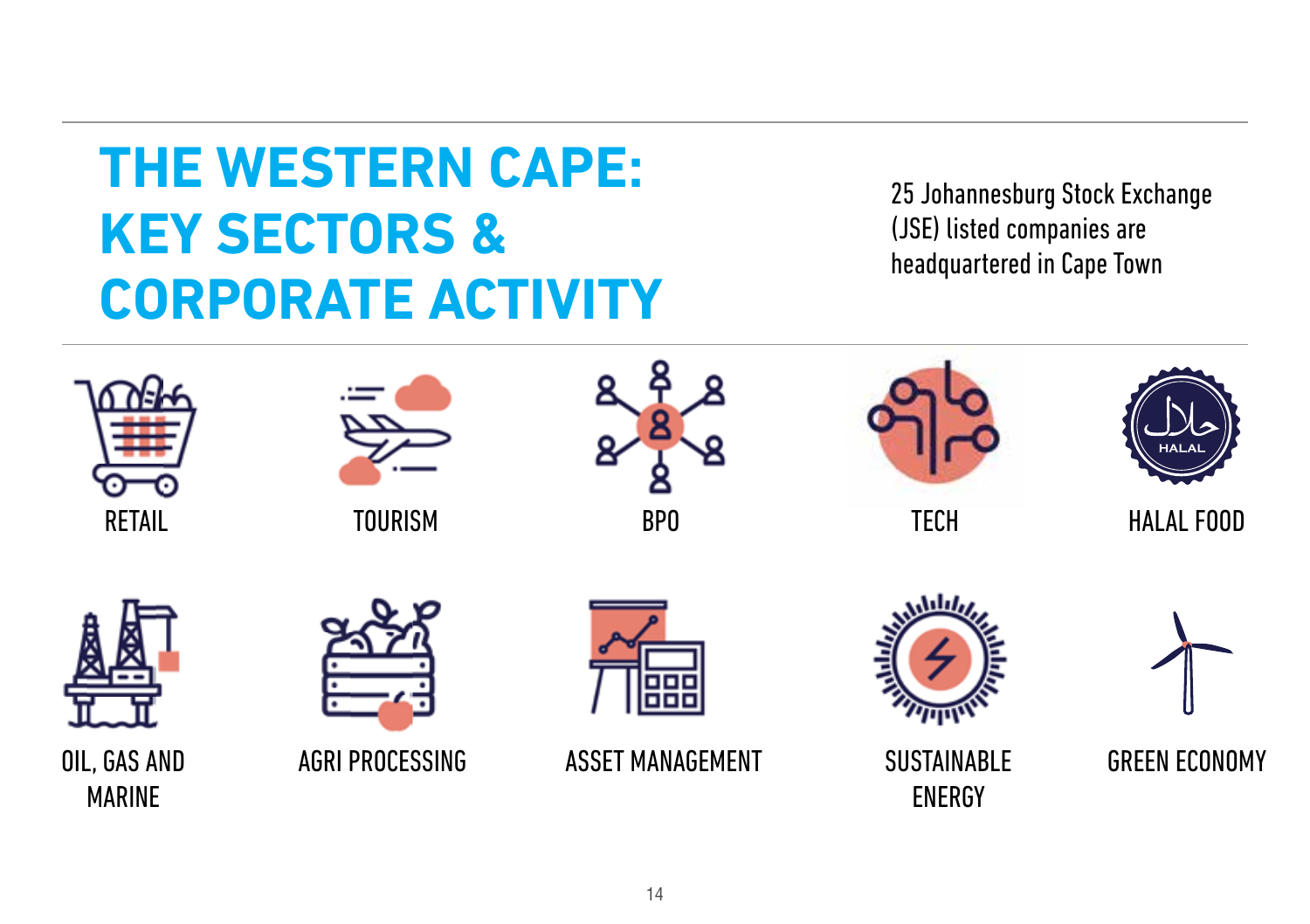# THE WESTERN CAPE: KEY SECTORS & CORPORATE ACTIVITY

25 Johannesburg Stock Exchange (JSE) listed companies are headquartered in Cape Town

- RETAIL
- TOURISM
- BPO
- TECH
- HALAL FOOD
- OIL, GAS AND MARINE
- AGRI PROCESSING
- ASSET MANAGEMENT
- SUSTAINABLE ENERGY
- GREEN ECONOMY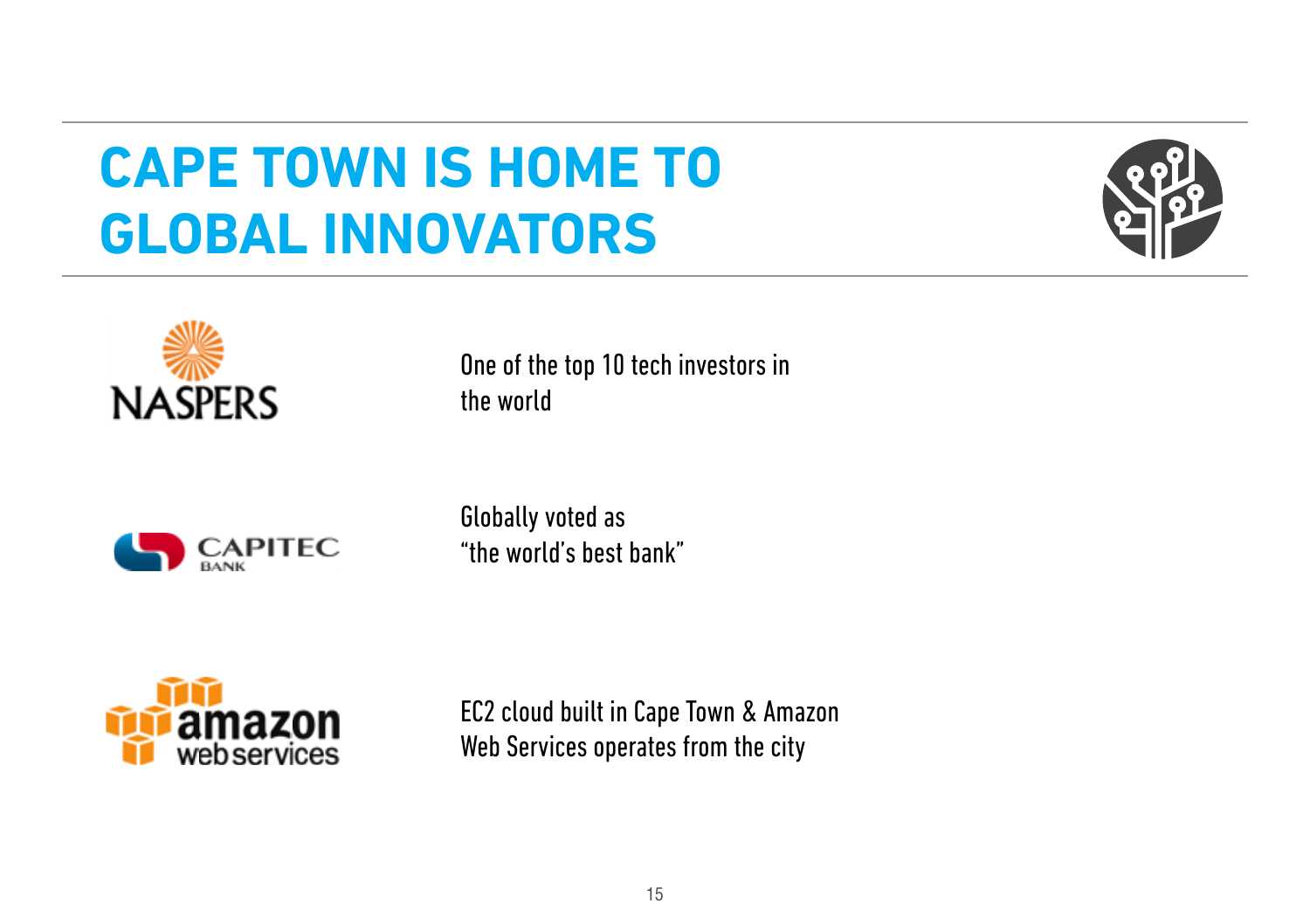# CAPE TOWN IS HOME TO GLOBAL INNOVATORS

NASPERS

One of the top 10 tech investors in the world

CAPITEC BANK

Globally voted as "the world's best bank"

amazon web services

EC2 cloud built in Cape Town & Amazon Web Services operates from the city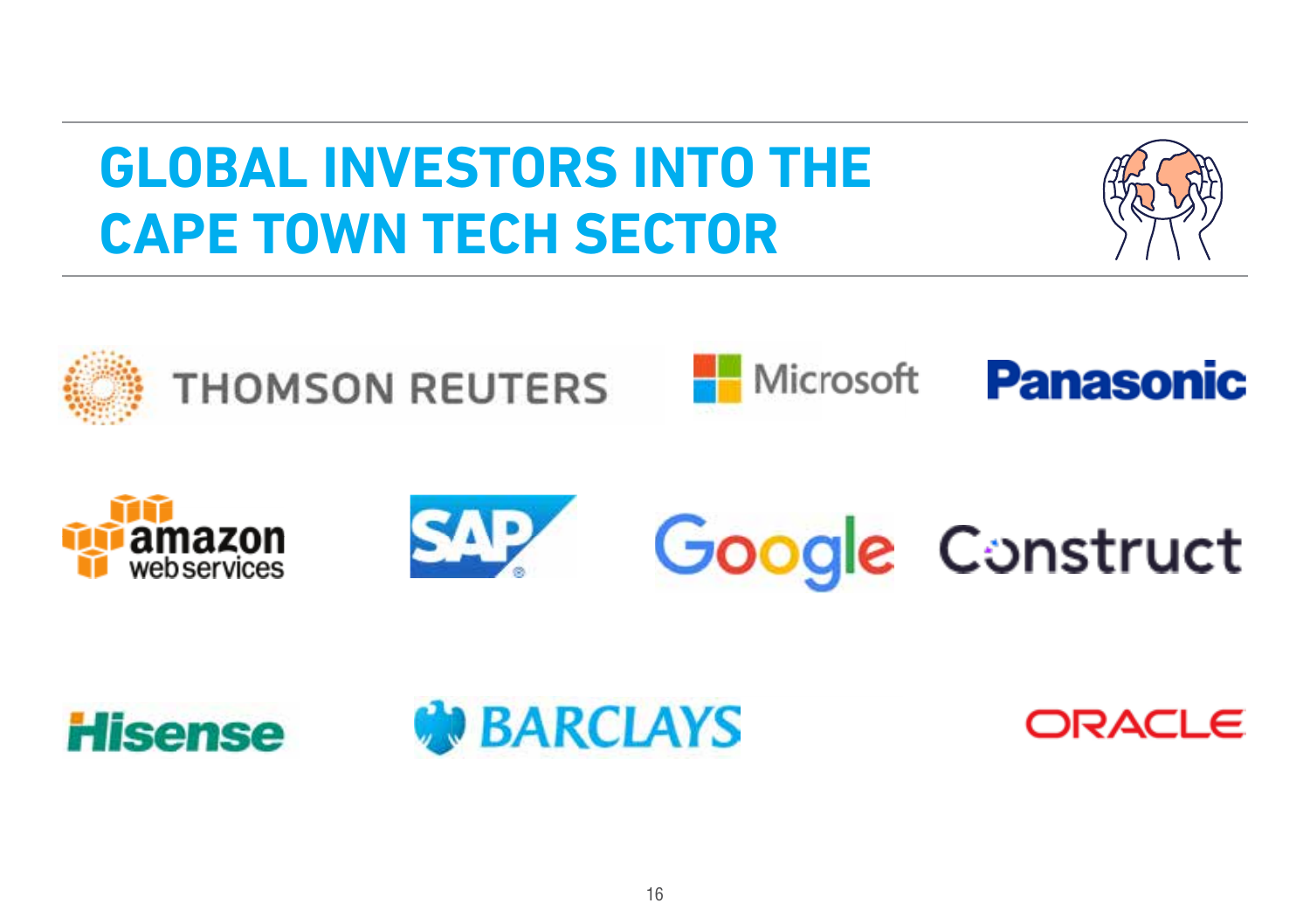# GLOBAL INVESTORS INTO THE CAPE TOWN TECH SECTOR

- THOMSON REUTERS
- Microsoft
- Panasonic
- amazon web services
- SAP
- Google
- Construct
- Hisense
- BARCLAYS
- ORACLE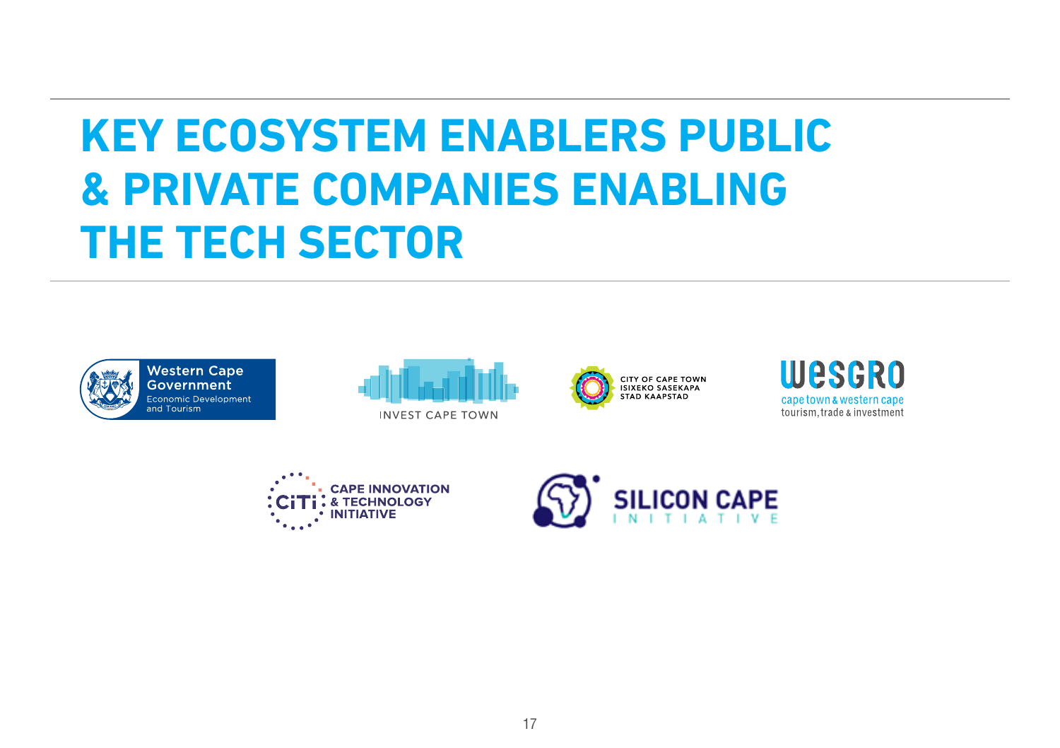# KEY ECOSYSTEM ENABLERS PUBLIC & PRIVATE COMPANIES ENABLING THE TECH SECTOR

Western Cape Government
Economic Development and Tourism

INVEST CAPE TOWN

CITY OF CAPE TOWN
ISIXEKO SASEKAPA
STAD KAAPSTAD

WESGRO
cape town & western cape
tourism, trade & investment

CiTi
CAPE INNOVATION & TECHNOLOGY INITIATIVE

SILICON CAPE
INITIATIVE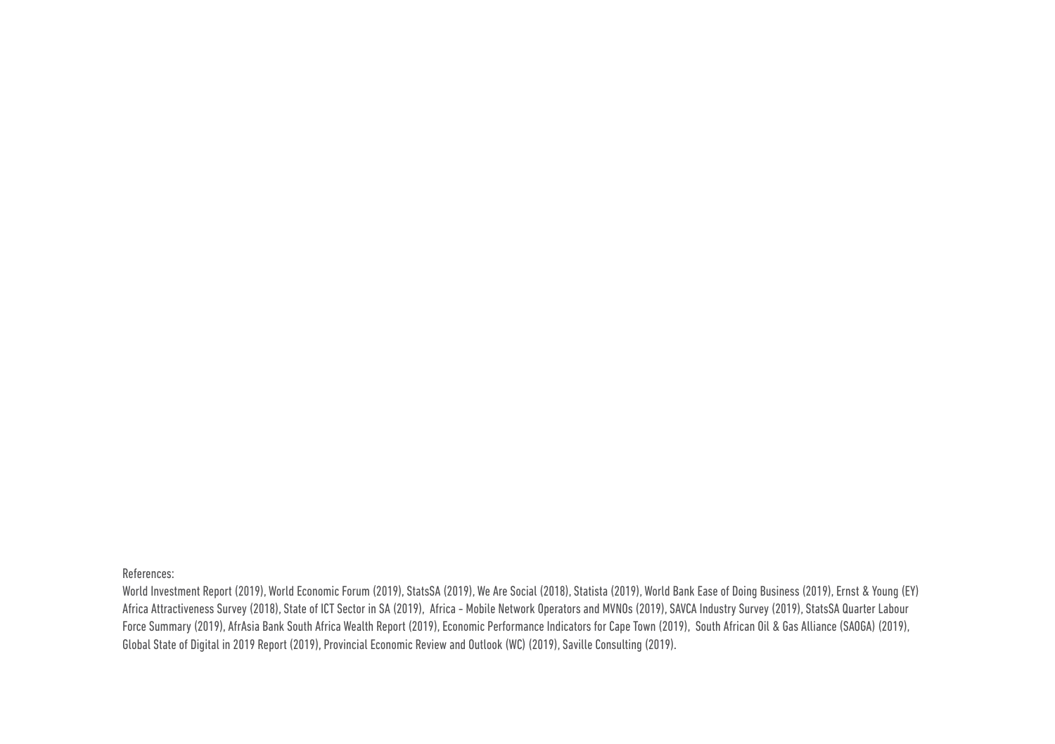References:

World Investment Report (2019), World Economic Forum (2019), StatsSA (2019), We Are Social (2018), Statista (2019), World Bank Ease of Doing Business (2019), Ernst & Young (EY) Africa Attractiveness Survey (2018), State of ICT Sector in SA (2019), Africa - Mobile Network Operators and MVNOs (2019), SAVCA Industry Survey (2019), StatsSA Quarter Labour Force Summary (2019), AfrAsia Bank South Africa Wealth Report (2019), Economic Performance Indicators for Cape Town (2019), South African Oil & Gas Alliance (SAOGA) (2019), Global State of Digital in 2019 Report (2019), Provincial Economic Review and Outlook (WC) (2019), Saville Consulting (2019).